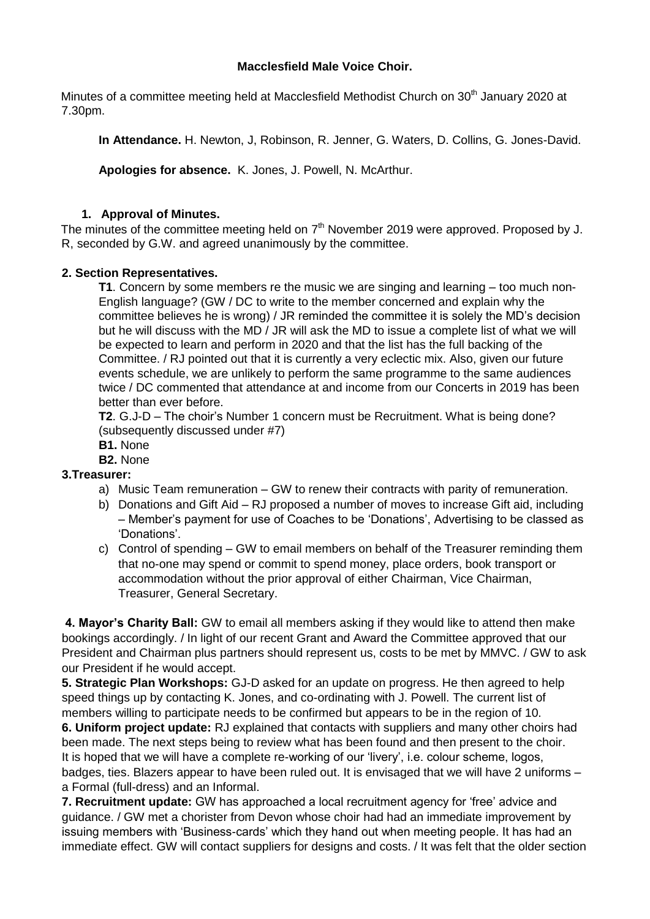**Macclesfield Male Voice Choir.**

Minutes of a committee meeting held at Macclesfield Methodist Church on 30th January 2020 at 7.30pm.

**In Attendance.** H. Newton, J, Robinson, R. Jenner, G. Waters, D. Collins, G. Jones-David.

**Apologies for absence.** K. Jones, J. Powell, N. McArthur.

**1. Approval of Minutes.**

The minutes of the committee meeting held on 7th November 2019 were approved. Proposed by J. R, seconded by G.W. and agreed unanimously by the committee.

**2. Section Representatives.**

**T1**. Concern by some members re the music we are singing and learning – too much non-English language? (GW / DC to write to the member concerned and explain why the committee believes he is wrong) / JR reminded the committee it is solely the MD's decision but he will discuss with the MD / JR will ask the MD to issue a complete list of what we will be expected to learn and perform in 2020 and that the list has the full backing of the Committee. / RJ pointed out that it is currently a very eclectic mix. Also, given our future events schedule, we are unlikely to perform the same programme to the same audiences twice / DC commented that attendance at and income from our Concerts in 2019 has been better than ever before.

**T2**. G.J-D – The choir's Number 1 concern must be Recruitment. What is being done? (subsequently discussed under #7)

**B1.** None

**B2.** None

**3.Treasurer:**

a) Music Team remuneration – GW to renew their contracts with parity of remuneration.
b) Donations and Gift Aid – RJ proposed a number of moves to increase Gift aid, including – Member's payment for use of Coaches to be 'Donations', Advertising to be classed as 'Donations'.
c) Control of spending – GW to email members on behalf of the Treasurer reminding them that no-one may spend or commit to spend money, place orders, book transport or accommodation without the prior approval of either Chairman, Vice Chairman, Treasurer, General Secretary.

**4. Mayor's Charity Ball:** GW to email all members asking if they would like to attend then make bookings accordingly. / In light of our recent Grant and Award the Committee approved that our President and Chairman plus partners should represent us, costs to be met by MMVC. / GW to ask our President if he would accept.

**5. Strategic Plan Workshops:** GJ-D asked for an update on progress. He then agreed to help speed things up by contacting K. Jones, and co-ordinating with J. Powell. The current list of members willing to participate needs to be confirmed but appears to be in the region of 10.

**6. Uniform project update:** RJ explained that contacts with suppliers and many other choirs had been made. The next steps being to review what has been found and then present to the choir. It is hoped that we will have a complete re-working of our 'livery', i.e. colour scheme, logos, badges, ties. Blazers appear to have been ruled out. It is envisaged that we will have 2 uniforms – a Formal (full-dress) and an Informal.

**7. Recruitment update:** GW has approached a local recruitment agency for 'free' advice and guidance. / GW met a chorister from Devon whose choir had had an immediate improvement by issuing members with 'Business-cards' which they hand out when meeting people. It has had an immediate effect. GW will contact suppliers for designs and costs. / It was felt that the older section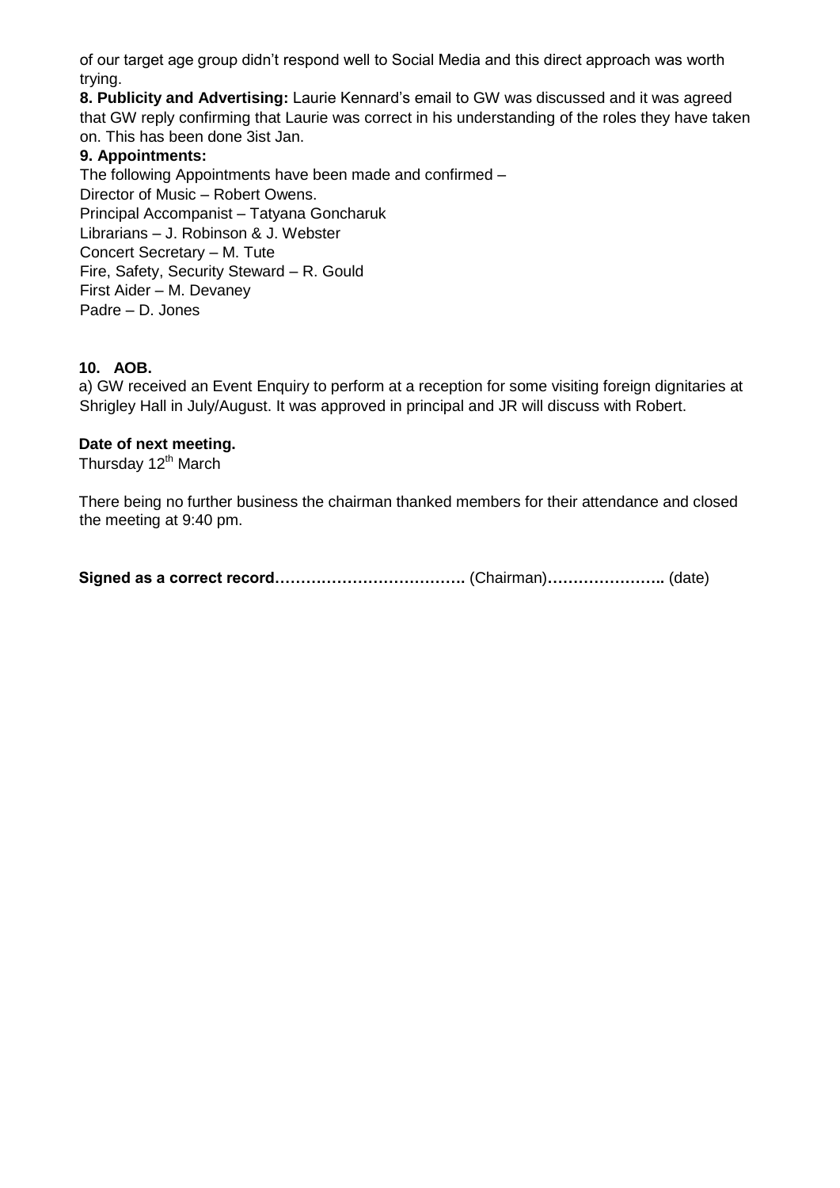of our target age group didn't respond well to Social Media and this direct approach was worth trying.

**8. Publicity and Advertising:** Laurie Kennard's email to GW was discussed and it was agreed that GW reply confirming that Laurie was correct in his understanding of the roles they have taken on. This has been done 3ist Jan.

**9. Appointments:**

The following Appointments have been made and confirmed –
Director of Music – Robert Owens.
Principal Accompanist – Tatyana Goncharuk
Librarians – J. Robinson & J. Webster
Concert Secretary – M. Tute
Fire, Safety, Security Steward – R. Gould
First Aider – M. Devaney
Padre – D. Jones

**10. AOB.**

a) GW received an Event Enquiry to perform at a reception for some visiting foreign dignitaries at Shrigley Hall in July/August. It was approved in principal and JR will discuss with Robert.

**Date of next meeting.**

Thursday 12th March

There being no further business the chairman thanked members for their attendance and closed the meeting at 9:40 pm.

**Signed as a correct record……………………………….** (Chairman)**…………………..** (date)